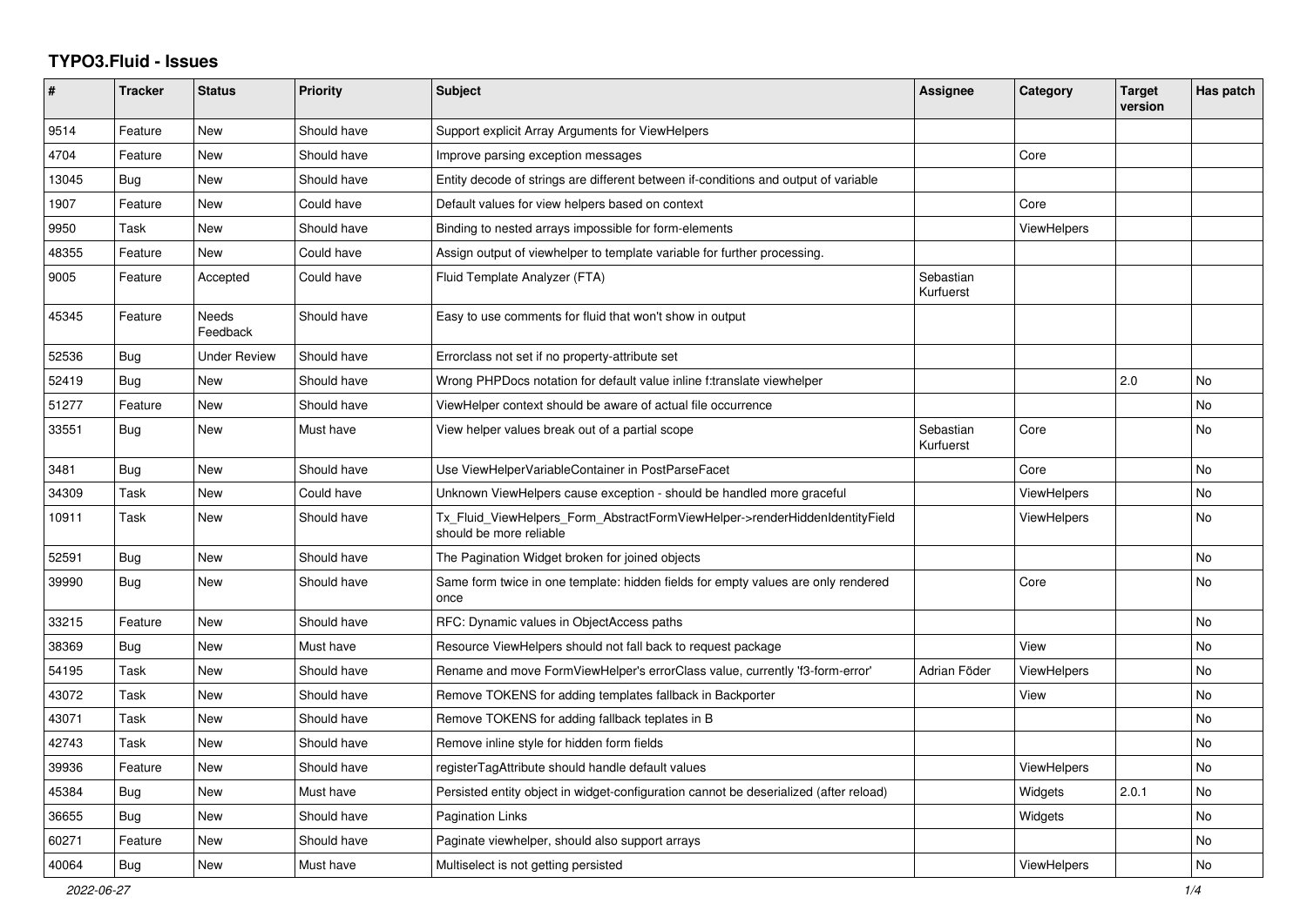# TYPO3.Fluid - Issues

| # | Tracker | Status | Priority | Subject | Assignee | Category | Target version | Has patch |
|---|---|---|---|---|---|---|---|---|
| 9514 | Feature | New | Should have | Support explicit Array Arguments for ViewHelpers | | | | |
| 4704 | Feature | New | Should have | Improve parsing exception messages | | Core | | |
| 13045 | Bug | New | Should have | Entity decode of strings are different between if-conditions and output of variable | | | | |
| 1907 | Feature | New | Could have | Default values for view helpers based on context | | Core | | |
| 9950 | Task | New | Should have | Binding to nested arrays impossible for form-elements | | ViewHelpers | | |
| 48355 | Feature | New | Could have | Assign output of viewhelper to template variable for further processing. | | | | |
| 9005 | Feature | Accepted | Could have | Fluid Template Analyzer (FTA) | Sebastian Kurfuerst | | | |
| 45345 | Feature | Needs Feedback | Should have | Easy to use comments for fluid that won't show in output | | | | |
| 52536 | Bug | Under Review | Should have | Errorclass not set if no property-attribute set | | | | |
| 52419 | Bug | New | Should have | Wrong PHPDocs notation for default value inline f:translate viewhelper | | | 2.0 | No |
| 51277 | Feature | New | Should have | ViewHelper context should be aware of actual file occurrence | | | | No |
| 33551 | Bug | New | Must have | View helper values break out of a partial scope | Sebastian Kurfuerst | Core | | No |
| 3481 | Bug | New | Should have | Use ViewHelperVariableContainer in PostParseFacet | | Core | | No |
| 34309 | Task | New | Could have | Unknown ViewHelpers cause exception - should be handled more graceful | | ViewHelpers | | No |
| 10911 | Task | New | Should have | Tx_Fluid_ViewHelpers_Form_AbstractFormViewHelper->renderHiddenIdentityField should be more reliable | | ViewHelpers | | No |
| 52591 | Bug | New | Should have | The Pagination Widget broken for joined objects | | | | No |
| 39990 | Bug | New | Should have | Same form twice in one template: hidden fields for empty values are only rendered once | | Core | | No |
| 33215 | Feature | New | Should have | RFC: Dynamic values in ObjectAccess paths | | | | No |
| 38369 | Bug | New | Must have | Resource ViewHelpers should not fall back to request package | | View | | No |
| 54195 | Task | New | Should have | Rename and move FormViewHelper's errorClass value, currently 'f3-form-error' | Adrian Föder | ViewHelpers | | No |
| 43072 | Task | New | Should have | Remove TOKENS for adding templates fallback in Backporter | | View | | No |
| 43071 | Task | New | Should have | Remove TOKENS for adding fallback teplates in B | | | | No |
| 42743 | Task | New | Should have | Remove inline style for hidden form fields | | | | No |
| 39936 | Feature | New | Should have | registerTagAttribute should handle default values | | ViewHelpers | | No |
| 45384 | Bug | New | Must have | Persisted entity object in widget-configuration cannot be deserialized (after reload) | | Widgets | 2.0.1 | No |
| 36655 | Bug | New | Should have | Pagination Links | | Widgets | | No |
| 60271 | Feature | New | Should have | Paginate viewhelper, should also support arrays | | | | No |
| 40064 | Bug | New | Must have | Multiselect is not getting persisted | | ViewHelpers | | No |

*2022-06-27*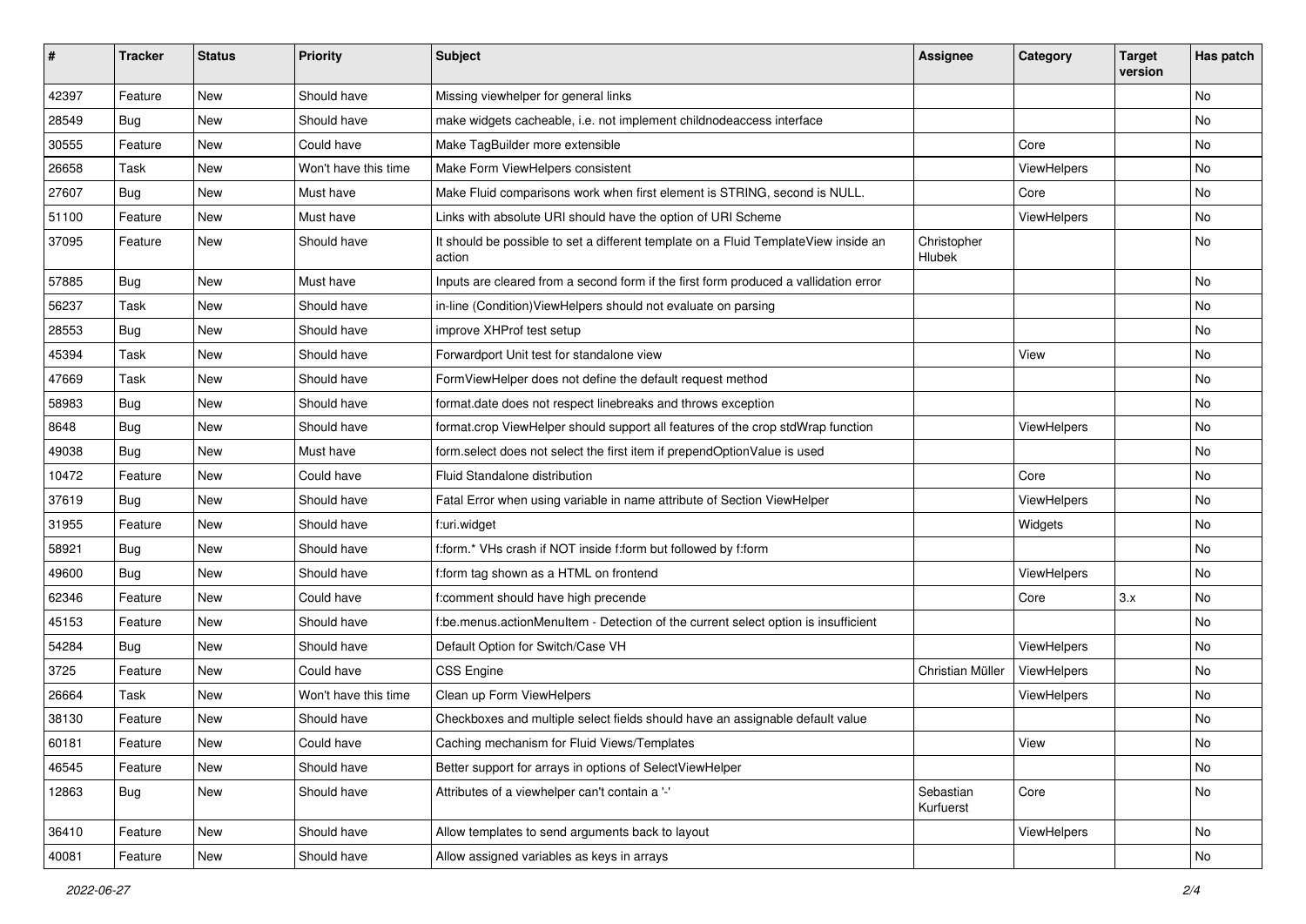| # | Tracker | Status | Priority | Subject | Assignee | Category | Target version | Has patch |
| --- | --- | --- | --- | --- | --- | --- | --- | --- |
| 42397 | Feature | New | Should have | Missing viewhelper for general links | | | | No |
| 28549 | Bug | New | Should have | make widgets cacheable, i.e. not implement childnodeaccess interface | | | | No |
| 30555 | Feature | New | Could have | Make TagBuilder more extensible | | Core | | No |
| 26658 | Task | New | Won't have this time | Make Form ViewHelpers consistent | | ViewHelpers | | No |
| 27607 | Bug | New | Must have | Make Fluid comparisons work when first element is STRING, second is NULL. | | Core | | No |
| 51100 | Feature | New | Must have | Links with absolute URI should have the option of URI Scheme | | ViewHelpers | | No |
| 37095 | Feature | New | Should have | It should be possible to set a different template on a Fluid TemplateView inside an action | Christopher Hlubek | | | No |
| 57885 | Bug | New | Must have | Inputs are cleared from a second form if the first form produced a vallidation error | | | | No |
| 56237 | Task | New | Should have | in-line (Condition)ViewHelpers should not evaluate on parsing | | | | No |
| 28553 | Bug | New | Should have | improve XHProf test setup | | | | No |
| 45394 | Task | New | Should have | Forwardport Unit test for standalone view | | View | | No |
| 47669 | Task | New | Should have | FormViewHelper does not define the default request method | | | | No |
| 58983 | Bug | New | Should have | format.date does not respect linebreaks and throws exception | | | | No |
| 8648 | Bug | New | Should have | format.crop ViewHelper should support all features of the crop stdWrap function | | ViewHelpers | | No |
| 49038 | Bug | New | Must have | form.select does not select the first item if prependOptionValue is used | | | | No |
| 10472 | Feature | New | Could have | Fluid Standalone distribution | | Core | | No |
| 37619 | Bug | New | Should have | Fatal Error when using variable in name attribute of Section ViewHelper | | ViewHelpers | | No |
| 31955 | Feature | New | Should have | f:uri.widget | | Widgets | | No |
| 58921 | Bug | New | Should have | f:form.* VHs crash if NOT inside f:form but followed by f:form | | | | No |
| 49600 | Bug | New | Should have | f:form tag shown as a HTML on frontend | | ViewHelpers | | No |
| 62346 | Feature | New | Could have | f:comment should have high precende | | Core | 3.x | No |
| 45153 | Feature | New | Should have | f:be.menus.actionMenuItem - Detection of the current select option is insufficient | | | | No |
| 54284 | Bug | New | Should have | Default Option for Switch/Case VH | | ViewHelpers | | No |
| 3725 | Feature | New | Could have | CSS Engine | Christian Müller | ViewHelpers | | No |
| 26664 | Task | New | Won't have this time | Clean up Form ViewHelpers | | ViewHelpers | | No |
| 38130 | Feature | New | Should have | Checkboxes and multiple select fields should have an assignable default value | | | | No |
| 60181 | Feature | New | Could have | Caching mechanism for Fluid Views/Templates | | View | | No |
| 46545 | Feature | New | Should have | Better support for arrays in options of SelectViewHelper | | | | No |
| 12863 | Bug | New | Should have | Attributes of a viewhelper can't contain a '-' | Sebastian Kurfuerst | Core | | No |
| 36410 | Feature | New | Should have | Allow templates to send arguments back to layout | | ViewHelpers | | No |
| 40081 | Feature | New | Should have | Allow assigned variables as keys in arrays | | | | No |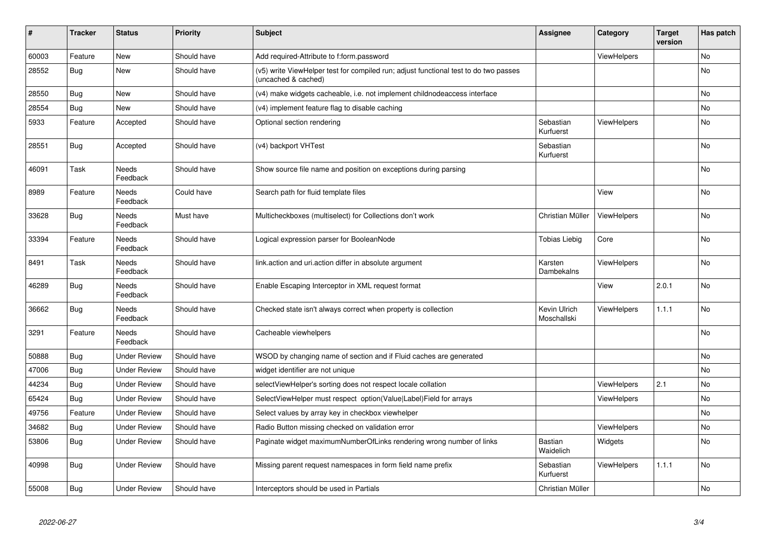| # | Tracker | Status | Priority | Subject | Assignee | Category | Target version | Has patch |
|---|---|---|---|---|---|---|---|---|
| 60003 | Feature | New | Should have | Add required-Attribute to f:form.password | | ViewHelpers | | No |
| 28552 | Bug | New | Should have | (v5) write ViewHelper test for compiled run; adjust functional test to do two passes (uncached & cached) | | | | No |
| 28550 | Bug | New | Should have | (v4) make widgets cacheable, i.e. not implement childnodeaccess interface | | | | No |
| 28554 | Bug | New | Should have | (v4) implement feature flag to disable caching | | | | No |
| 5933 | Feature | Accepted | Should have | Optional section rendering | Sebastian Kurfuerst | ViewHelpers | | No |
| 28551 | Bug | Accepted | Should have | (v4) backport VHTest | Sebastian Kurfuerst | | | No |
| 46091 | Task | Needs Feedback | Should have | Show source file name and position on exceptions during parsing | | | | No |
| 8989 | Feature | Needs Feedback | Could have | Search path for fluid template files | | View | | No |
| 33628 | Bug | Needs Feedback | Must have | Multicheckboxes (multiselect) for Collections don't work | Christian Müller | ViewHelpers | | No |
| 33394 | Feature | Needs Feedback | Should have | Logical expression parser for BooleanNode | Tobias Liebig | Core | | No |
| 8491 | Task | Needs Feedback | Should have | link.action and uri.action differ in absolute argument | Karsten Dambekalns | ViewHelpers | | No |
| 46289 | Bug | Needs Feedback | Should have | Enable Escaping Interceptor in XML request format | | View | 2.0.1 | No |
| 36662 | Bug | Needs Feedback | Should have | Checked state isn't always correct when property is collection | Kevin Ulrich Moschallski | ViewHelpers | 1.1.1 | No |
| 3291 | Feature | Needs Feedback | Should have | Cacheable viewhelpers | | | | No |
| 50888 | Bug | Under Review | Should have | WSOD by changing name of section and if Fluid caches are generated | | | | No |
| 47006 | Bug | Under Review | Should have | widget identifier are not unique | | | | No |
| 44234 | Bug | Under Review | Should have | selectViewHelper's sorting does not respect locale collation | | ViewHelpers | 2.1 | No |
| 65424 | Bug | Under Review | Should have | SelectViewHelper must respect option(Value\|Label)Field for arrays | | ViewHelpers | | No |
| 49756 | Feature | Under Review | Should have | Select values by array key in checkbox viewhelper | | | | No |
| 34682 | Bug | Under Review | Should have | Radio Button missing checked on validation error | | ViewHelpers | | No |
| 53806 | Bug | Under Review | Should have | Paginate widget maximumNumberOfLinks rendering wrong number of links | Bastian Waidelich | Widgets | | No |
| 40998 | Bug | Under Review | Should have | Missing parent request namespaces in form field name prefix | Sebastian Kurfuerst | ViewHelpers | 1.1.1 | No |
| 55008 | Bug | Under Review | Should have | Interceptors should be used in Partials | Christian Müller | | | No |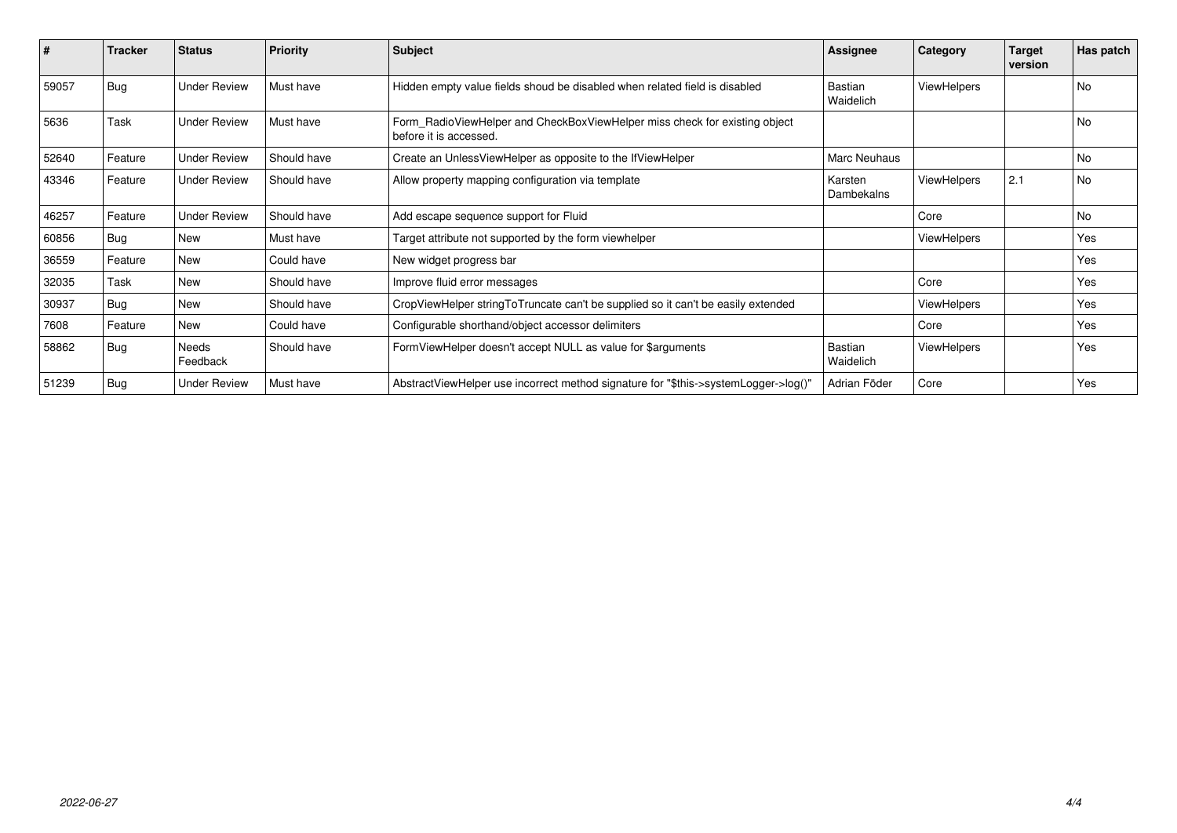| # | Tracker | Status | Priority | Subject | Assignee | Category | Target version | Has patch |
|---|---|---|---|---|---|---|---|---|
| 59057 | Bug | Under Review | Must have | Hidden empty value fields shoud be disabled when related field is disabled | Bastian Waidelich | ViewHelpers | | No |
| 5636 | Task | Under Review | Must have | Form_RadioViewHelper and CheckBoxViewHelper miss check for existing object before it is accessed. | | | | No |
| 52640 | Feature | Under Review | Should have | Create an UnlessViewHelper as opposite to the IfViewHelper | Marc Neuhaus | | | No |
| 43346 | Feature | Under Review | Should have | Allow property mapping configuration via template | Karsten Dambekalns | ViewHelpers | 2.1 | No |
| 46257 | Feature | Under Review | Should have | Add escape sequence support for Fluid | | Core | | No |
| 60856 | Bug | New | Must have | Target attribute not supported by the form viewhelper | | ViewHelpers | | Yes |
| 36559 | Feature | New | Could have | New widget progress bar | | | | Yes |
| 32035 | Task | New | Should have | Improve fluid error messages | | Core | | Yes |
| 30937 | Bug | New | Should have | CropViewHelper stringToTruncate can't be supplied so it can't be easily extended | | ViewHelpers | | Yes |
| 7608 | Feature | New | Could have | Configurable shorthand/object accessor delimiters | | Core | | Yes |
| 58862 | Bug | Needs Feedback | Should have | FormViewHelper doesn't accept NULL as value for $arguments | Bastian Waidelich | ViewHelpers | | Yes |
| 51239 | Bug | Under Review | Must have | AbstractViewHelper use incorrect method signature for "$this->systemLogger->log()" | Adrian Föder | Core | | Yes |

*2022-06-27*